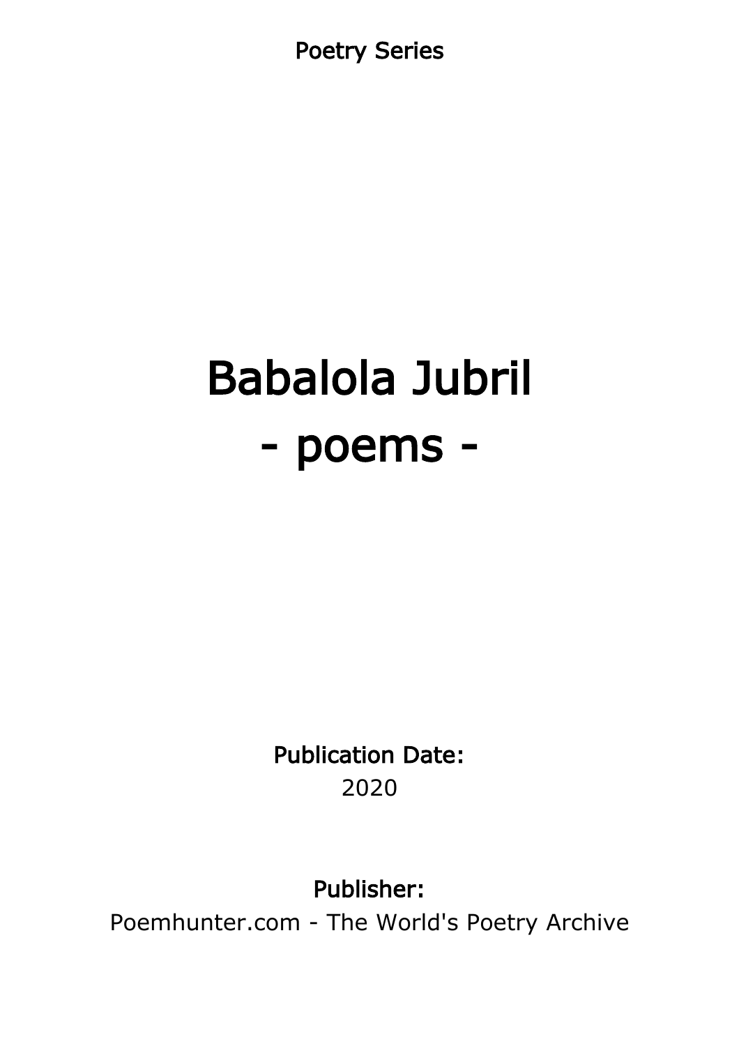Poetry Series

# Babalola Jubril
# - poems -

**Publication Date:**
2020

**Publisher:**
Poemhunter.com - The World's Poetry Archive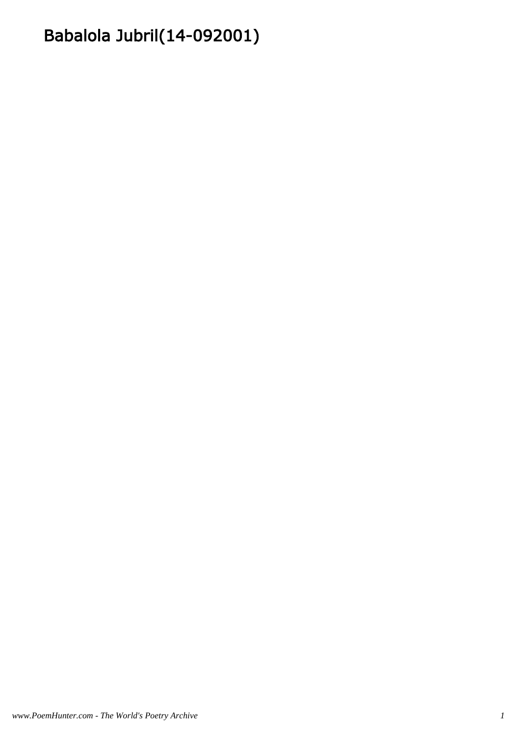# Babalola Jubril(14-092001)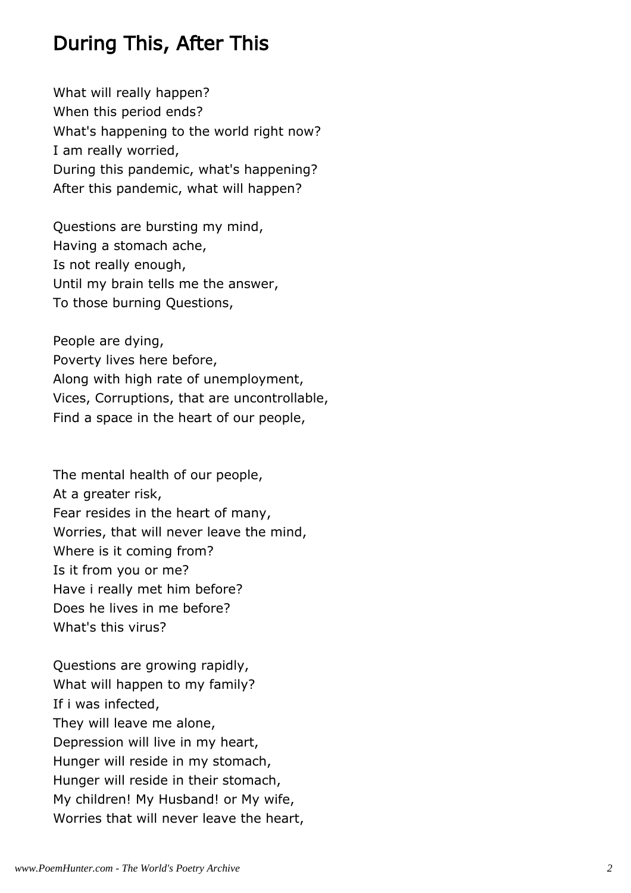## During This, After This

What will really happen?
When this period ends?
What's happening to the world right now?
I am really worried,
During this pandemic, what's happening?
After this pandemic, what will happen?

Questions are bursting my mind,
Having a stomach ache,
Is not really enough,
Until my brain tells me the answer,
To those burning Questions,

People are dying,
Poverty lives here before,
Along with high rate of unemployment,
Vices, Corruptions, that are uncontrollable,
Find a space in the heart of our people,

The mental health of our people,
At a greater risk,
Fear resides in the heart of many,
Worries, that will never leave the mind,
Where is it coming from?
Is it from you or me?
Have i really met him before?
Does he lives in me before?
What's this virus?

Questions are growing rapidly,
What will happen to my family?
If i was infected,
They will leave me alone,
Depression will live in my heart,
Hunger will reside in my stomach,
Hunger will reside in their stomach,
My children! My Husband! or My wife,
Worries that will never leave the heart,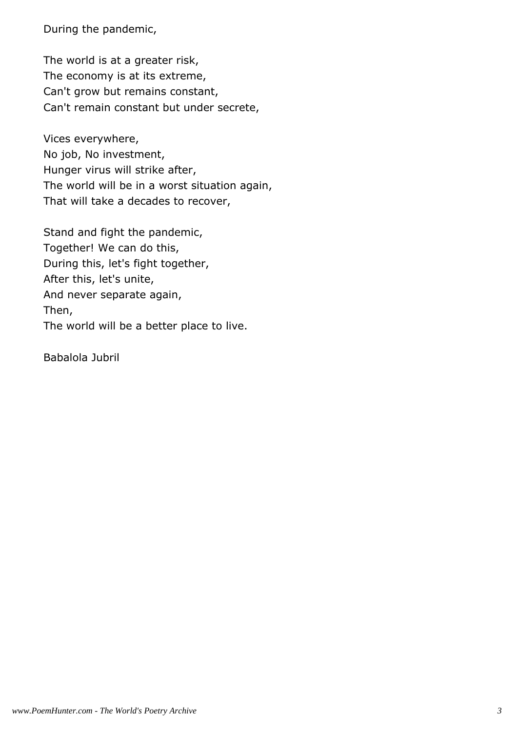During the pandemic,

The world is at a greater risk,
The economy is at its extreme,
Can't grow but remains constant,
Can't remain constant but under secrete,

Vices everywhere,
No job, No investment,
Hunger virus will strike after,
The world will be in a worst situation again,
That will take a decades to recover,

Stand and fight the pandemic,
Together! We can do this,
During this, let's fight together,
After this, let's unite,
And never separate again,
Then,
The world will be a better place to live.

Babalola Jubril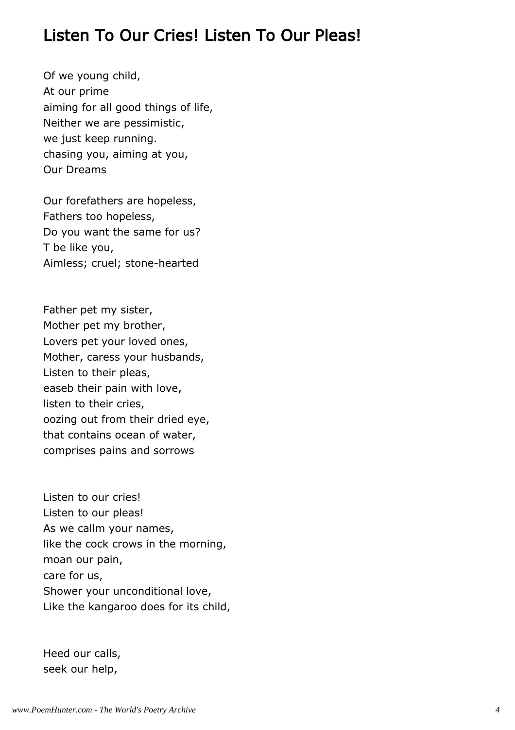## Listen To Our Cries! Listen To Our Pleas!

Of we young child,
At our prime
aiming for all good things of life,
Neither we are pessimistic,
we just keep running.
chasing you, aiming at you,
Our Dreams

Our forefathers are hopeless,
Fathers too hopeless,
Do you want the same for us?
T be like you,
Aimless; cruel; stone-hearted

Father pet my sister,
Mother pet my brother,
Lovers pet your loved ones,
Mother, caress your husbands,
Listen to their pleas,
easeb their pain with love,
listen to their cries,
oozing out from their dried eye,
that contains ocean of water,
comprises pains and sorrows

Listen to our cries!
Listen to our pleas!
As we callm your names,
like the cock crows in the morning,
moan our pain,
care for us,
Shower your unconditional love,
Like the kangaroo does for its child,

Heed our calls,
seek our help,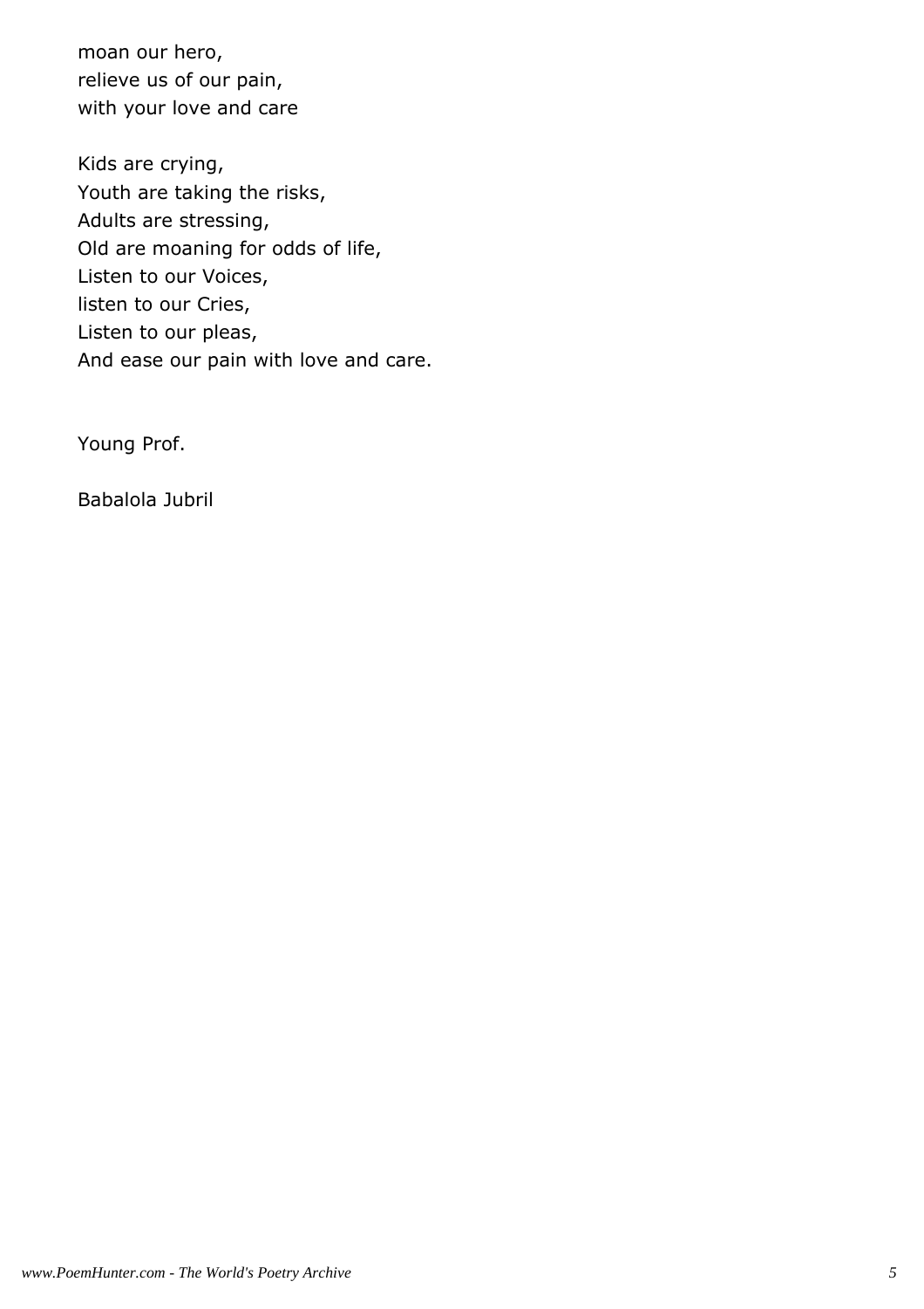moan our hero,  
relieve us of our pain,  
with your love and care

Kids are crying,  
Youth are taking the risks,  
Adults are stressing,  
Old are moaning for odds of life,  
Listen to our Voices,  
listen to our Cries,  
Listen to our pleas,  
And ease our pain with love and care.

Young Prof.

Babalola Jubril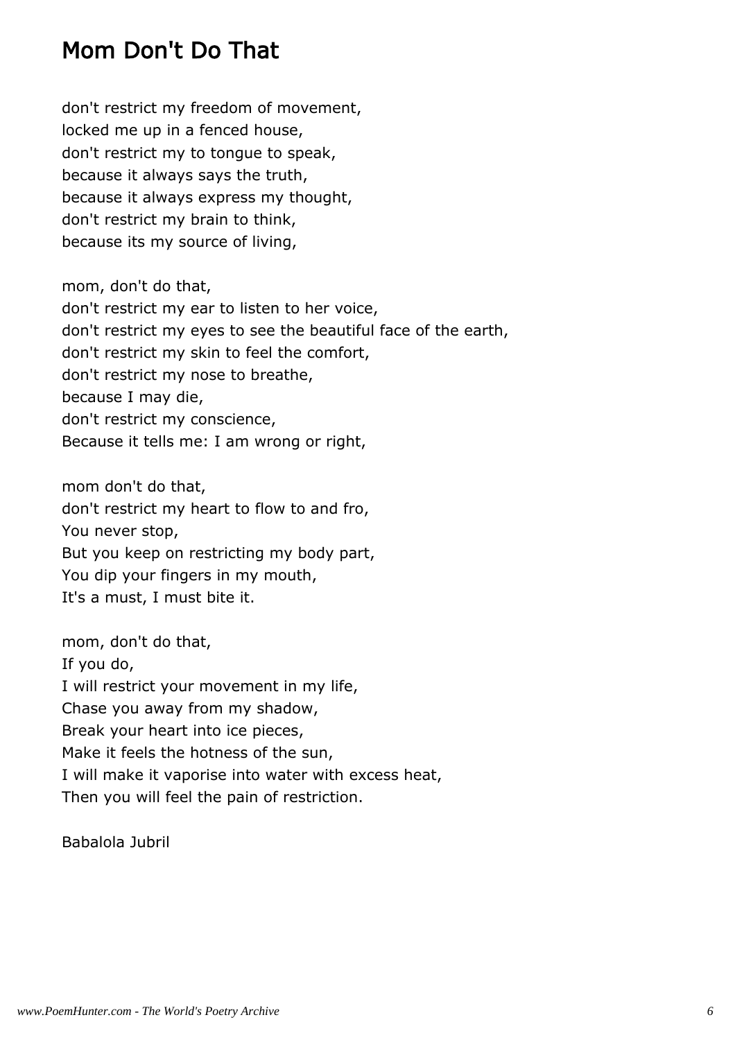# Mom Don't Do That

don't restrict my freedom of movement,  
locked me up in a fenced house,  
don't restrict my to tongue to speak,  
because it always says the truth,  
because it always express my thought,  
don't restrict my brain to think,  
because its my source of living,

mom, don't do that,  
don't restrict my ear to listen to her voice,  
don't restrict my eyes to see the beautiful face of the earth,  
don't restrict my skin to feel the comfort,  
don't restrict my nose to breathe,  
because I may die,  
don't restrict my conscience,  
Because it tells me: I am wrong or right,

mom don't do that,  
don't restrict my heart to flow to and fro,  
You never stop,  
But you keep on restricting my body part,  
You dip your fingers in my mouth,  
It's a must, I must bite it.

mom, don't do that,  
If you do,  
I will restrict your movement in my life,  
Chase you away from my shadow,  
Break your heart into ice pieces,  
Make it feels the hotness of the sun,  
I will make it vaporise into water with excess heat,  
Then you will feel the pain of restriction.

Babalola Jubril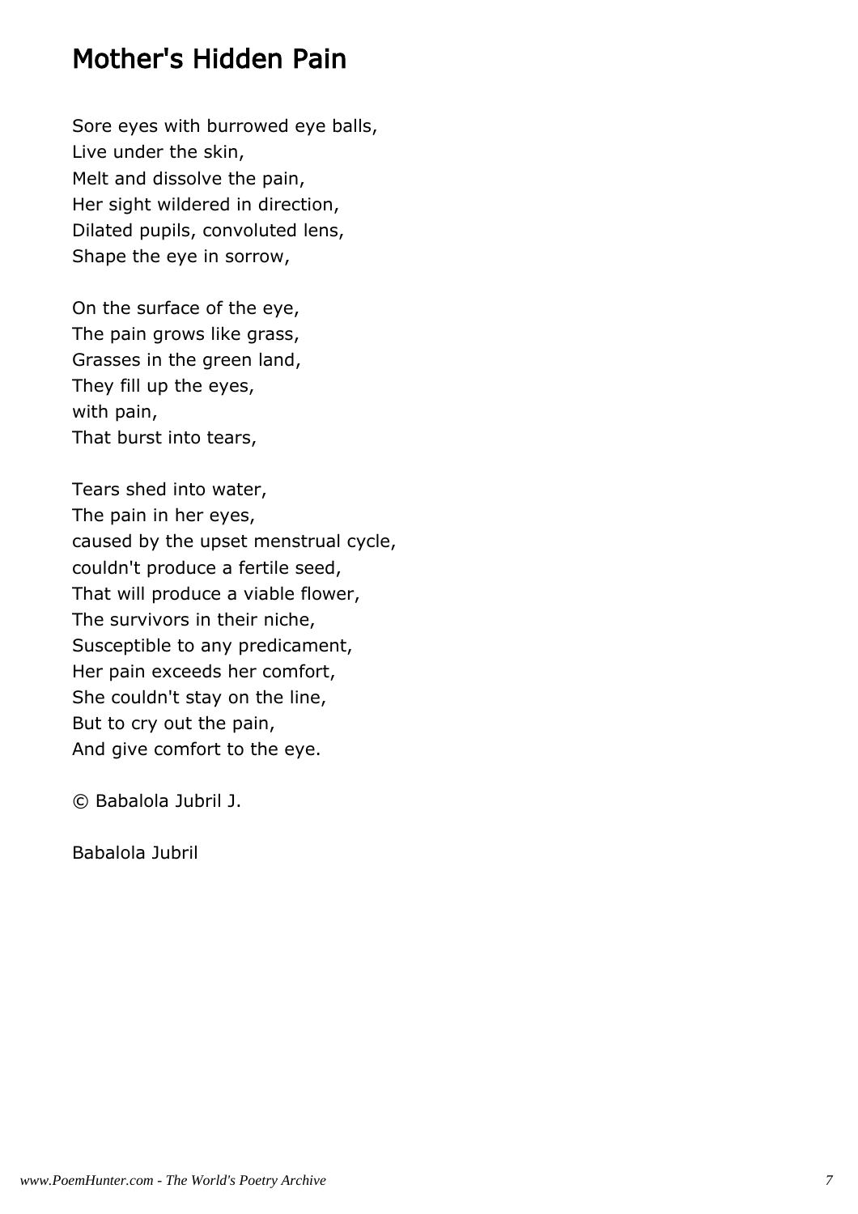## Mother's Hidden Pain

Sore eyes with burrowed eye balls,  
Live under the skin,  
Melt and dissolve the pain,  
Her sight wildered in direction,  
Dilated pupils, convoluted lens,  
Shape the eye in sorrow,

On the surface of the eye,  
The pain grows like grass,  
Grasses in the green land,  
They fill up the eyes,  
with pain,  
That burst into tears,

Tears shed into water,  
The pain in her eyes,  
caused by the upset menstrual cycle,  
couldn't produce a fertile seed,  
That will produce a viable flower,  
The survivors in their niche,  
Susceptible to any predicament,  
Her pain exceeds her comfort,  
She couldn't stay on the line,  
But to cry out the pain,  
And give comfort to the eye.

© Babalola Jubril J.

Babalola Jubril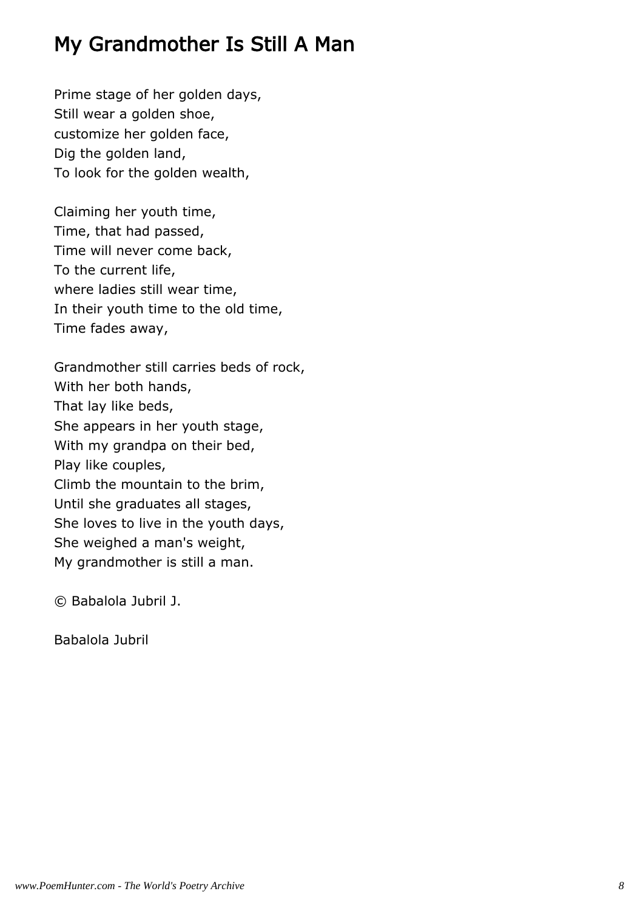# My Grandmother Is Still A Man

Prime stage of her golden days,  
Still wear a golden shoe,  
customize her golden face,  
Dig the golden land,  
To look for the golden wealth,

Claiming her youth time,  
Time, that had passed,  
Time will never come back,  
To the current life,  
where ladies still wear time,  
In their youth time to the old time,  
Time fades away,

Grandmother still carries beds of rock,  
With her both hands,  
That lay like beds,  
She appears in her youth stage,  
With my grandpa on their bed,  
Play like couples,  
Climb the mountain to the brim,  
Until she graduates all stages,  
She loves to live in the youth days,  
She weighed a man's weight,  
My grandmother is still a man.

© Babalola Jubril J.

Babalola Jubril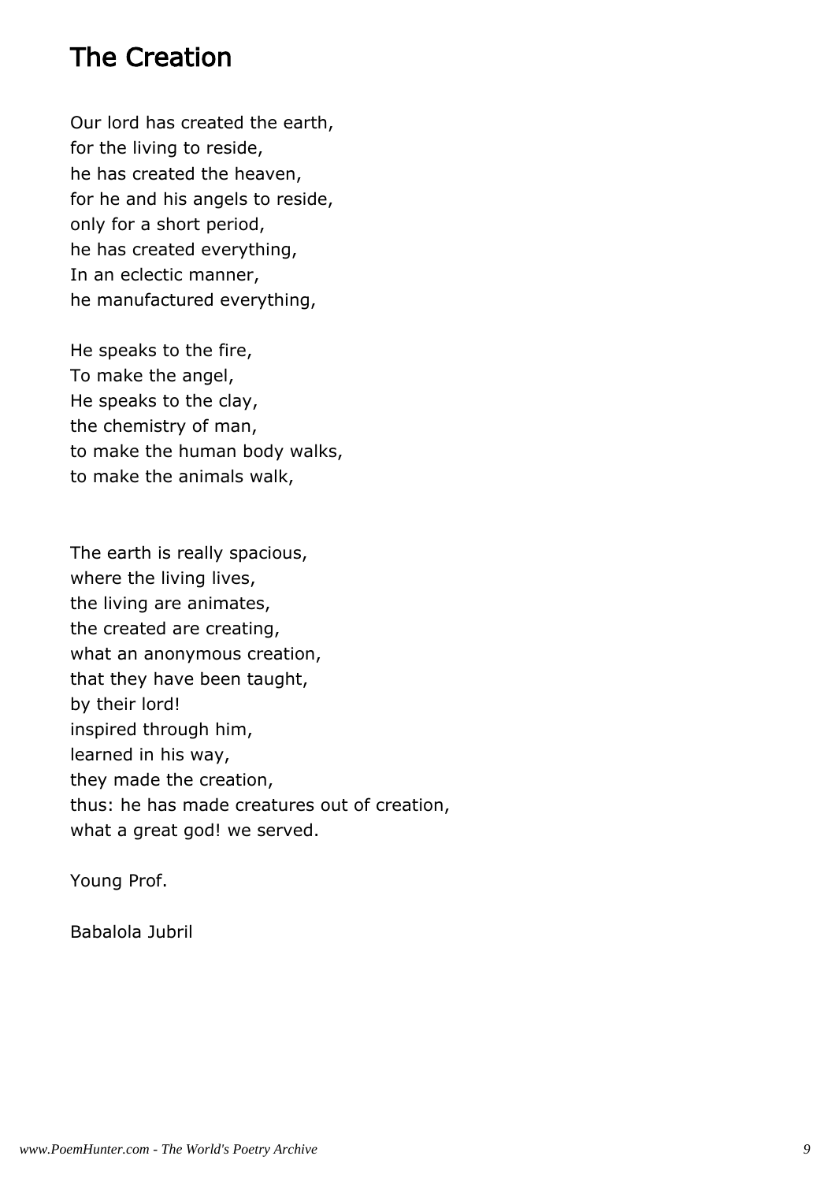# The Creation

Our lord has created the earth,  
for the living to reside,  
he has created the heaven,  
for he and his angels to reside,  
only for a short period,  
he has created everything,  
In an eclectic manner,  
he manufactured everything,

He speaks to the fire,  
To make the angel,  
He speaks to the clay,  
the chemistry of man,  
to make the human body walks,  
to make the animals walk,

The earth is really spacious,  
where the living lives,  
the living are animates,  
the created are creating,  
what an anonymous creation,  
that they have been taught,  
by their lord!  
inspired through him,  
learned in his way,  
they made the creation,  
thus: he has made creatures out of creation,  
what a great god! we served.

Young Prof.

Babalola Jubril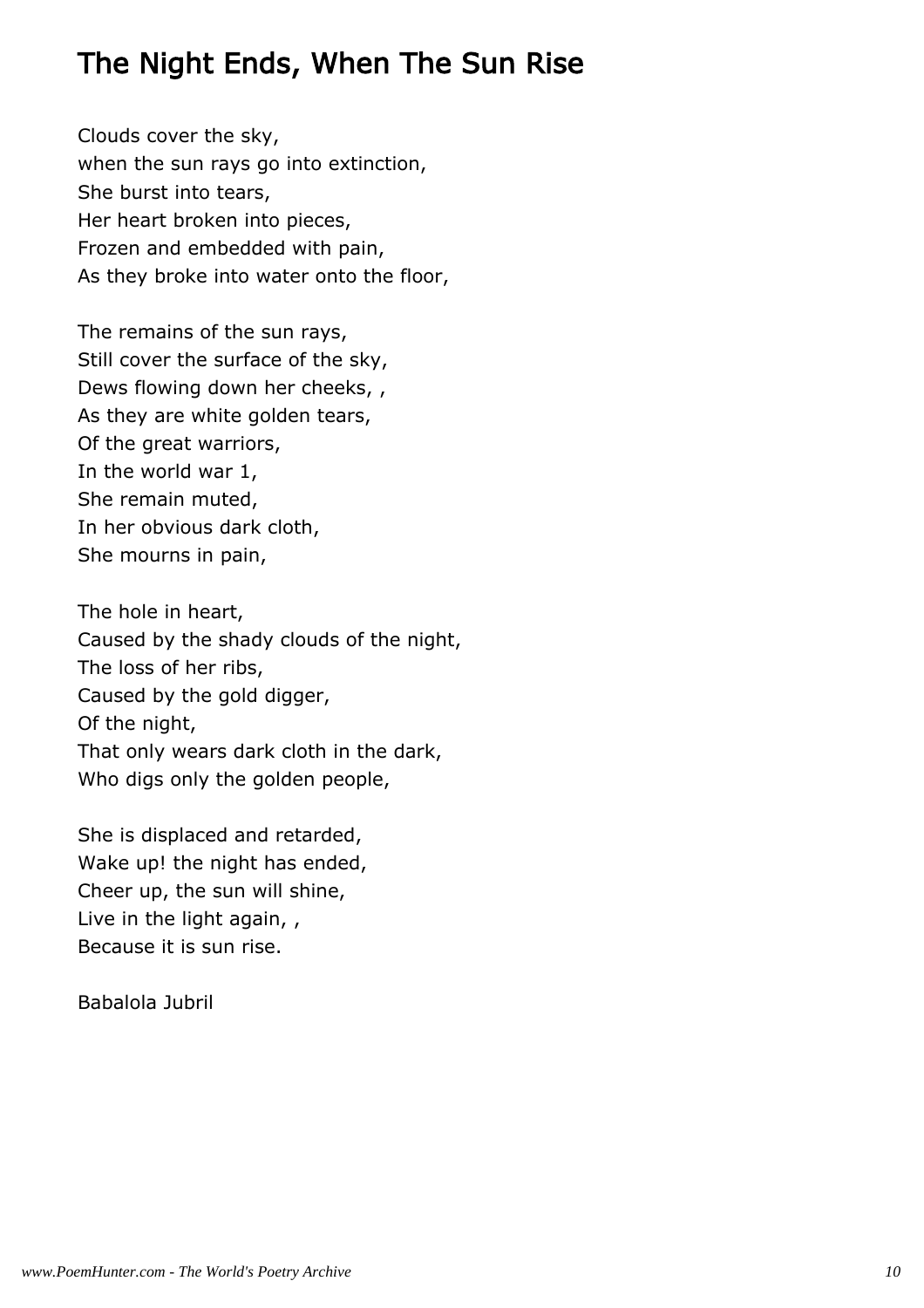# The Night Ends, When The Sun Rise

Clouds cover the sky,
when the sun rays go into extinction,
She burst into tears,
Her heart broken into pieces,
Frozen and embedded with pain,
As they broke into water onto the floor,

The remains of the sun rays,
Still cover the surface of the sky,
Dews flowing down her cheeks, ,
As they are white golden tears,
Of the great warriors,
In the world war 1,
She remain muted,
In her obvious dark cloth,
She mourns in pain,

The hole in heart,
Caused by the shady clouds of the night,
The loss of her ribs,
Caused by the gold digger,
Of the night,
That only wears dark cloth in the dark,
Who digs only the golden people,

She is displaced and retarded,
Wake up! the night has ended,
Cheer up, the sun will shine,
Live in the light again, ,
Because it is sun rise.

Babalola Jubril